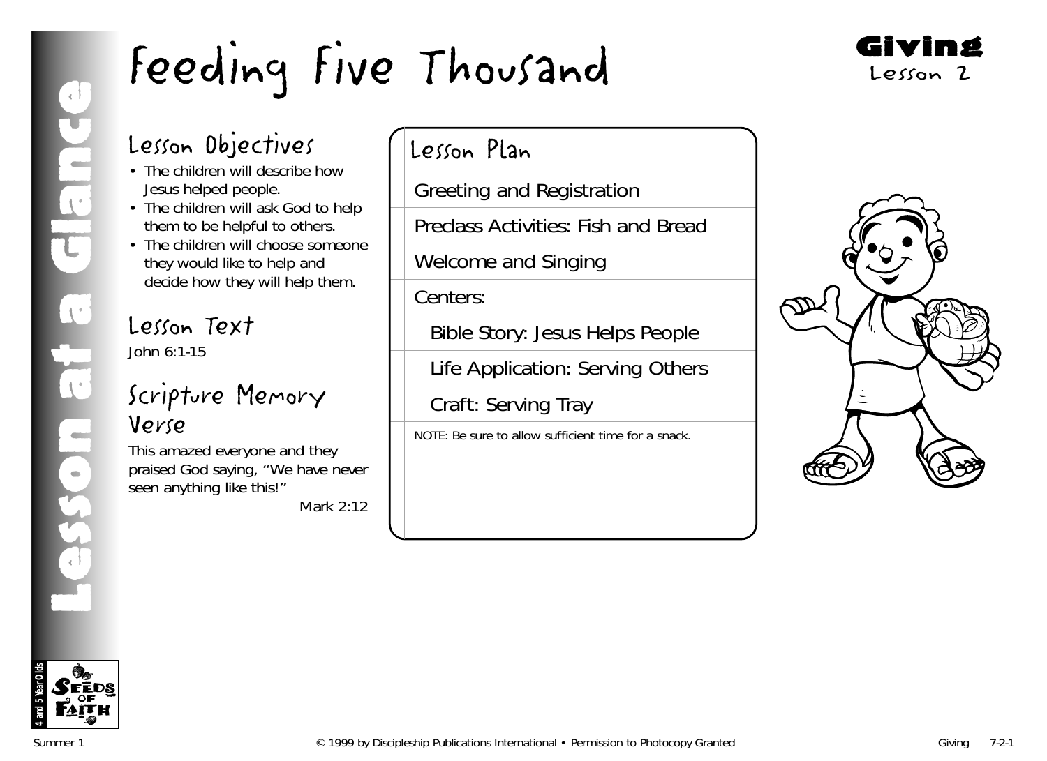# Feeding Five Thousand

**Giving**
Lesson 2

## Lesson at a Glance

## Lesson Objectives

- The children will describe how Jesus helped people.
- The children will ask God to help them to be helpful to others.
- The children will choose someone they would like to help and decide how they will help them.

## Lesson Text

John 6:1-15

## Scripture Memory Verse

This amazed everyone and they praised God saying, "We have never seen anything like this!"

Mark 2:12

## Lesson Plan

- Greeting and Registration
- Preclass Activities: Fish and Bread
- Welcome and Singing
- Centers:
  - Bible Story: Jesus Helps People
  - Life Application: Serving Others
  - Craft: Serving Tray

NOTE: Be sure to allow sufficient time for a snack.

4 and 5 Year Olds — Seeds of Faith

Summer 1 © 1999 by Discipleship Publications International • Permission to Photocopy Granted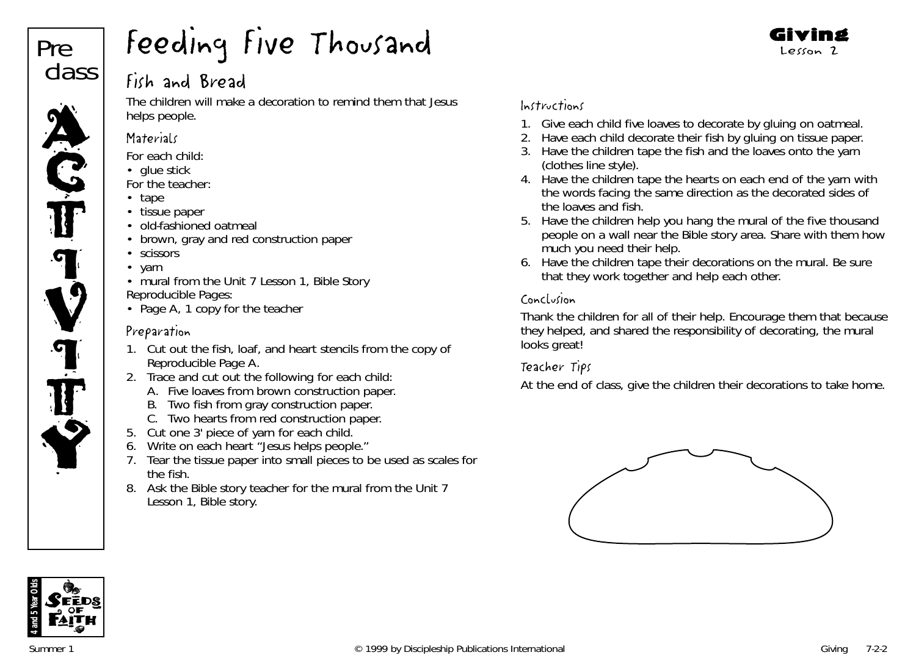Pre class ACTIVITY

# Feeding Five Thousand

Giving
Lesson 2

## Fish and Bread

The children will make a decoration to remind them that Jesus helps people.

### Materials

For each child:
- glue stick

For the teacher:
- tape
- tissue paper
- old-fashioned oatmeal
- brown, gray and red construction paper
- scissors
- yarn
- mural from the Unit 7 Lesson 1, Bible Story

Reproducible Pages:
- Page A, 1 copy for the teacher

### Preparation

1. Cut out the fish, loaf, and heart stencils from the copy of Reproducible Page A.
2. Trace and cut out the following for each child:
   A. Five loaves from brown construction paper.
   B. Two fish from gray construction paper.
   C. Two hearts from red construction paper.
5. Cut one 3' piece of yarn for each child.
6. Write on each heart "Jesus helps people."
7. Tear the tissue paper into small pieces to be used as scales for the fish.
8. Ask the Bible story teacher for the mural from the Unit 7 Lesson 1, Bible story.

### Instructions

1. Give each child five loaves to decorate by gluing on oatmeal.
2. Have each child decorate their fish by gluing on tissue paper.
3. Have the children tape the fish and the loaves onto the yarn (clothes line style).
4. Have the children tape the hearts on each end of the yarn with the words facing the same direction as the decorated sides of the loaves and fish.
5. Have the children help you hang the mural of the five thousand people on a wall near the Bible story area. Share with them how much you need their help.
6. Have the children tape their decorations on the mural. Be sure that they work together and help each other.

### Conclusion

Thank the children for all of their help. Encourage them that because they helped, and shared the responsibility of decorating, the mural looks great!

### Teacher Tips

At the end of class, give the children their decorations to take home.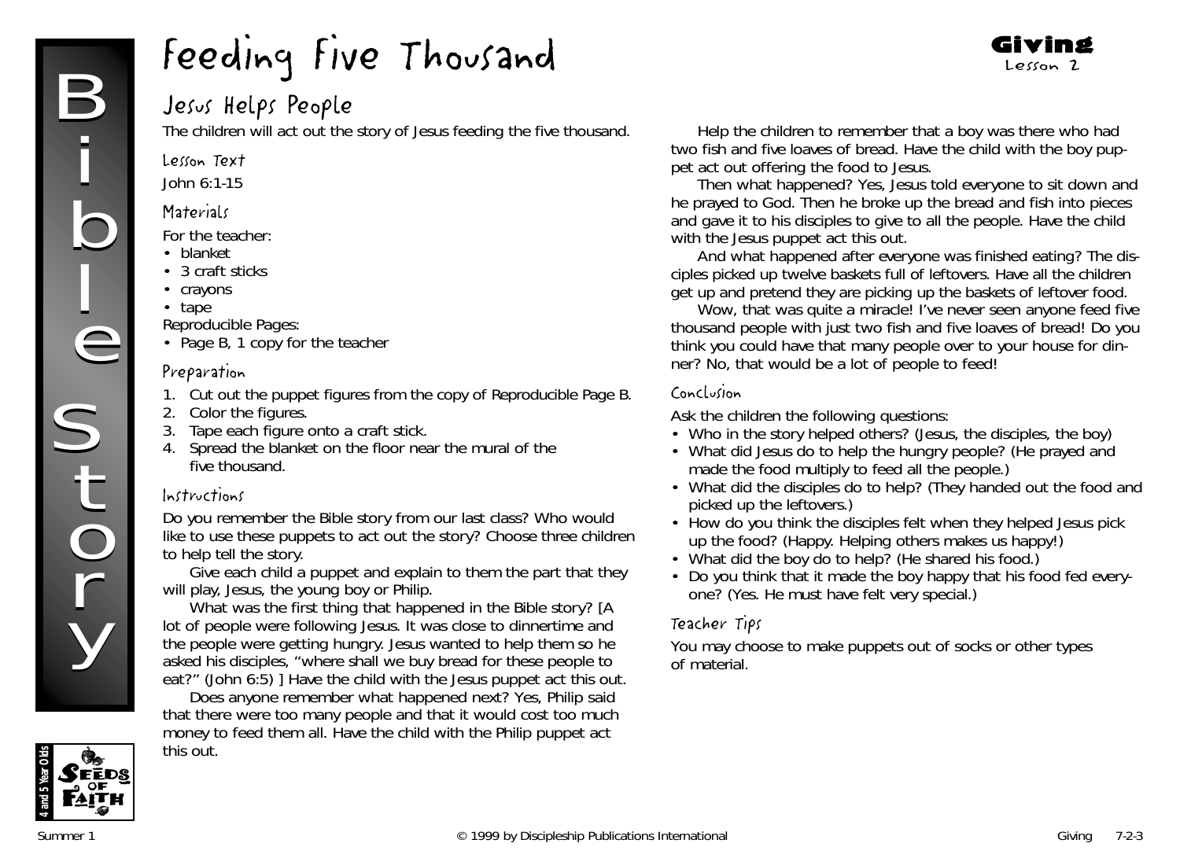# Feeding Five Thousand

**Giving**
Lesson 2

## Jesus Helps People

The children will act out the story of Jesus feeding the five thousand.

### Lesson Text

John 6:1-15

### Materials

For the teacher:

- blanket
- 3 craft sticks
- crayons
- tape

Reproducible Pages:

- Page B, 1 copy for the teacher

### Preparation

1. Cut out the puppet figures from the copy of Reproducible Page B.
2. Color the figures.
3. Tape each figure onto a craft stick.
4. Spread the blanket on the floor near the mural of the five thousand.

### Instructions

Do you remember the Bible story from our last class? Who would like to use these puppets to act out the story? Choose three children to help tell the story.

Give each child a puppet and explain to them the part that they will play, Jesus, the young boy or Philip.

What was the first thing that happened in the Bible story? [A lot of people were following Jesus. It was close to dinnertime and the people were getting hungry. Jesus wanted to help them so he asked his disciples, "where shall we buy bread for these people to eat?" (John 6:5) ] Have the child with the Jesus puppet act this out.

Does anyone remember what happened next? Yes, Philip said that there were too many people and that it would cost too much money to feed them all. Have the child with the Philip puppet act this out.

Help the children to remember that a boy was there who had two fish and five loaves of bread. Have the child with the boy puppet act out offering the food to Jesus.

Then what happened? Yes, Jesus told everyone to sit down and he prayed to God. Then he broke up the bread and fish into pieces and gave it to his disciples to give to all the people. Have the child with the Jesus puppet act this out.

And what happened after everyone was finished eating? The disciples picked up twelve baskets full of leftovers. Have all the children get up and pretend they are picking up the baskets of leftover food.

Wow, that was quite a miracle! I've never seen anyone feed five thousand people with just two fish and five loaves of bread! Do you think you could have that many people over to your house for dinner? No, that would be a lot of people to feed!

### Conclusion

Ask the children the following questions:

- Who in the story helped others? (Jesus, the disciples, the boy)
- What did Jesus do to help the hungry people? (He prayed and made the food multiply to feed all the people.)
- What did the disciples do to help? (They handed out the food and picked up the leftovers.)
- How do you think the disciples felt when they helped Jesus pick up the food? (Happy. Helping others makes us happy!)
- What did the boy do to help? (He shared his food.)
- Do you think that it made the boy happy that his food fed everyone? (Yes. He must have felt very special.)

### Teacher Tips

You may choose to make puppets out of socks or other types of material.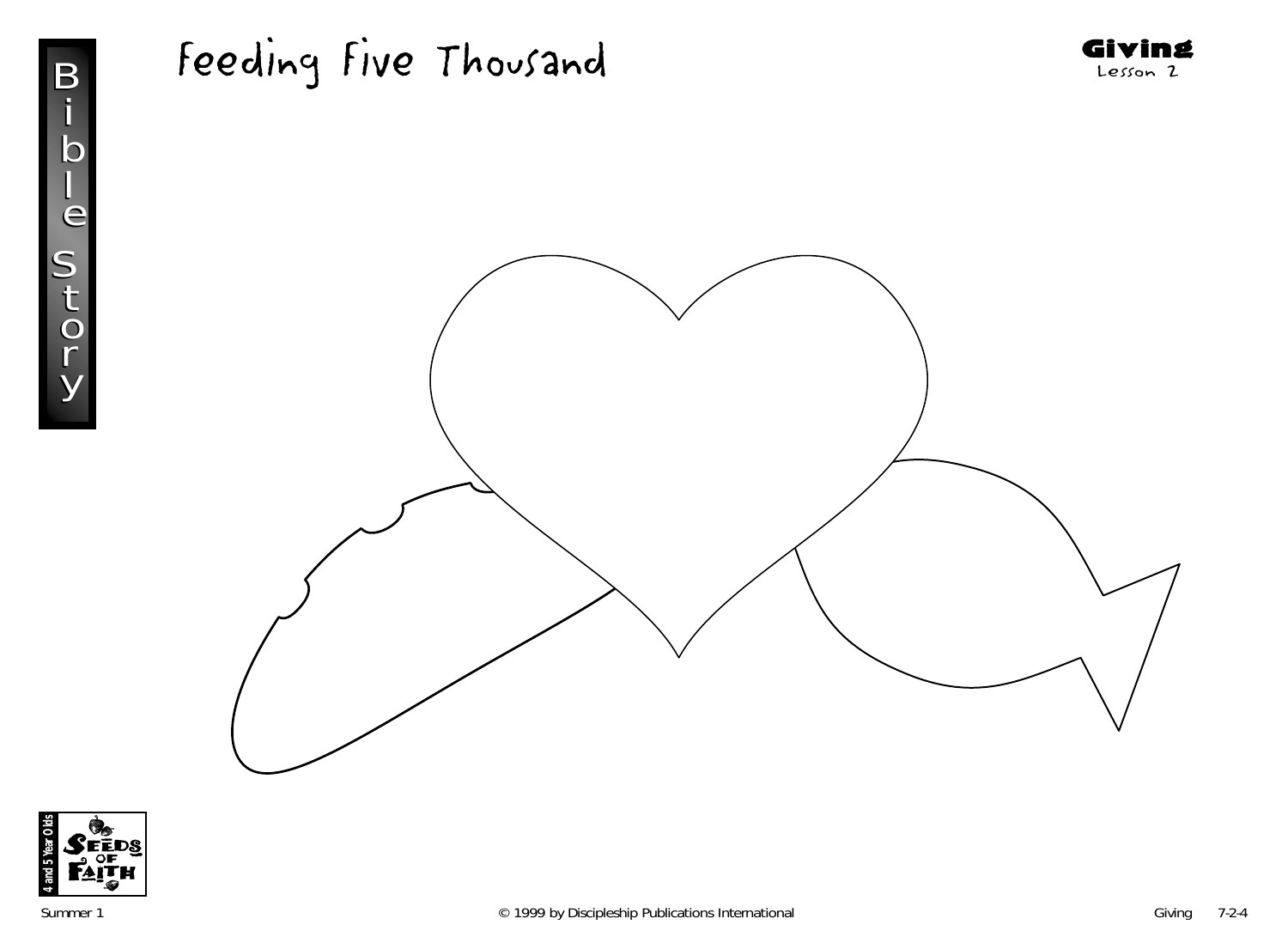# Feeding Five Thousand

**Giving**
Lesson 2

Bible Story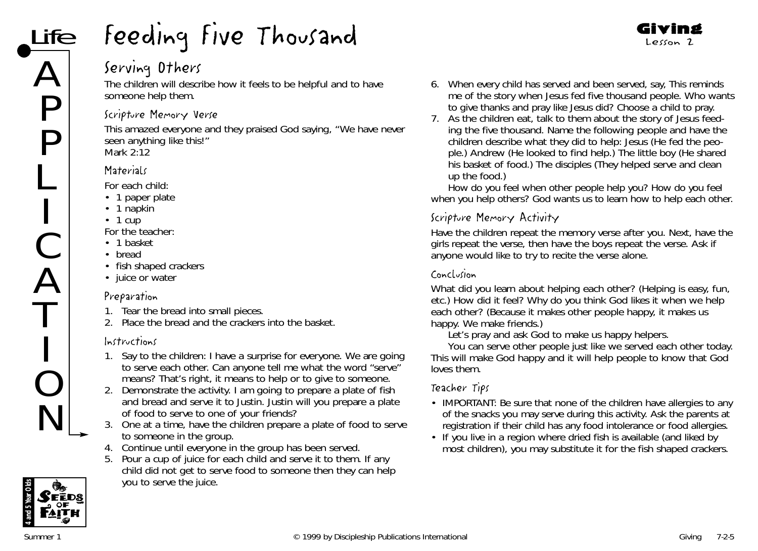# Feeding Five Thousand

**Giving**
Lesson 2

## Serving Others

The children will describe how it feels to be helpful and to have someone help them.

### Scripture Memory Verse

This amazed everyone and they praised God saying, "We have never seen anything like this!"
Mark 2:12

### Materials

For each child:
- 1 paper plate
- 1 napkin
- 1 cup

For the teacher:
- 1 basket
- bread
- fish shaped crackers
- juice or water

### Preparation

1. Tear the bread into small pieces.
2. Place the bread and the crackers into the basket.

### Instructions

1. Say to the children: I have a surprise for everyone. We are going to serve each other. Can anyone tell me what the word "serve" means? That's right, it means to help or to give to someone.
2. Demonstrate the activity. I am going to prepare a plate of fish and bread and serve it to Justin. Justin will you prepare a plate of food to serve to one of your friends?
3. One at a time, have the children prepare a plate of food to serve to someone in the group.
4. Continue until everyone in the group has been served.
5. Pour a cup of juice for each child and serve it to them. If any child did not get to serve food to someone then they can help you to serve the juice.
6. When every child has served and been served, say, This reminds me of the story when Jesus fed five thousand people. Who wants to give thanks and pray like Jesus did? Choose a child to pray.
7. As the children eat, talk to them about the story of Jesus feeding the five thousand. Name the following people and have the children describe what they did to help: Jesus (He fed the people.) Andrew (He looked to find help.) The little boy (He shared his basket of food.) The disciples (They helped serve and clean up the food.)

How do you feel when other people help you? How do you feel when you help others? God wants us to learn how to help each other.

### Scripture Memory Activity

Have the children repeat the memory verse after you. Next, have the girls repeat the verse, then have the boys repeat the verse. Ask if anyone would like to try to recite the verse alone.

### Conclusion

What did you learn about helping each other? (Helping is easy, fun, etc.) How did it feel? Why do you think God likes it when we help each other? (Because it makes other people happy, it makes us happy. We make friends.)

Let's pray and ask God to make us happy helpers.

You can serve other people just like we served each other today. This will make God happy and it will help people to know that God loves them.

### Teacher Tips

- IMPORTANT: Be sure that none of the children have allergies to any of the snacks you may serve during this activity. Ask the parents at registration if their child has any food intolerance or food allergies.
- If you live in a region where dried fish is available (and liked by most children), you may substitute it for the fish shaped crackers.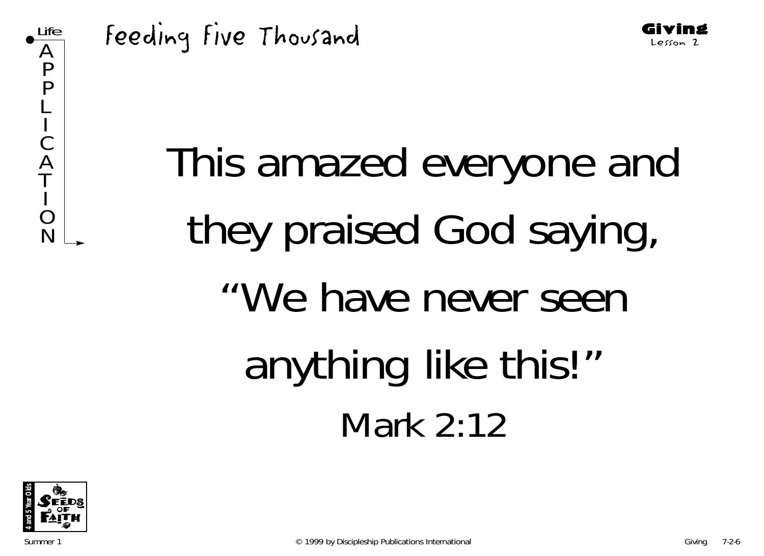# Feeding Five Thousand

**Giving**
Lesson 2

Life APPLICATION

This amazed everyone and they praised God saying, "We have never seen anything like this!"

Mark 2:12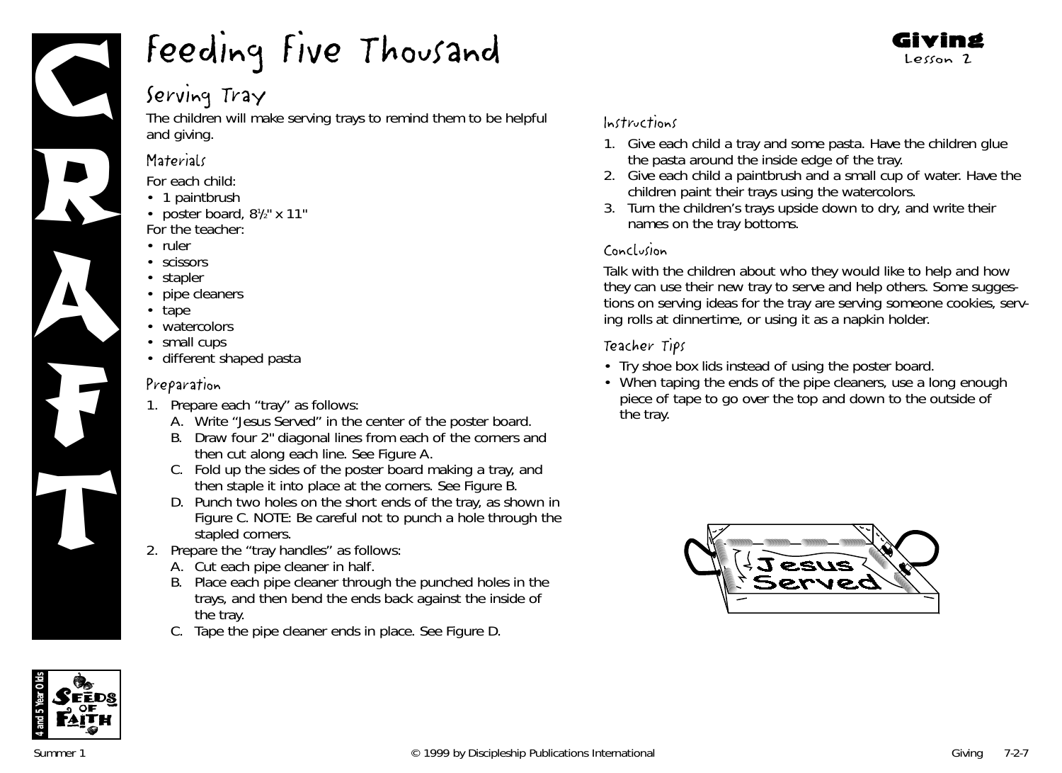# Feeding Five Thousand

**Giving**
Lesson 2

## Serving Tray

The children will make serving trays to remind them to be helpful and giving.

### Materials

For each child:
- 1 paintbrush
- poster board, 8½" x 11"

For the teacher:
- ruler
- scissors
- stapler
- pipe cleaners
- tape
- watercolors
- small cups
- different shaped pasta

### Preparation

1. Prepare each "tray" as follows:
   A. Write "Jesus Served" in the center of the poster board.
   B. Draw four 2" diagonal lines from each of the corners and then cut along each line. See Figure A.
   C. Fold up the sides of the poster board making a tray, and then staple it into place at the corners. See Figure B.
   D. Punch two holes on the short ends of the tray, as shown in Figure C. NOTE: Be careful not to punch a hole through the stapled corners.
2. Prepare the "tray handles" as follows:
   A. Cut each pipe cleaner in half.
   B. Place each pipe cleaner through the punched holes in the trays, and then bend the ends back against the inside of the tray.
   C. Tape the pipe cleaner ends in place. See Figure D.

### Instructions

1. Give each child a tray and some pasta. Have the children glue the pasta around the inside edge of the tray.
2. Give each child a paintbrush and a small cup of water. Have the children paint their trays using the watercolors.
3. Turn the children's trays upside down to dry, and write their names on the tray bottoms.

### Conclusion

Talk with the children about who they would like to help and how they can use their new tray to serve and help others. Some suggestions on serving ideas for the tray are serving someone cookies, serving rolls at dinnertime, or using it as a napkin holder.

### Teacher Tips

- Try shoe box lids instead of using the poster board.
- When taping the ends of the pipe cleaners, use a long enough piece of tape to go over the top and down to the outside of the tray.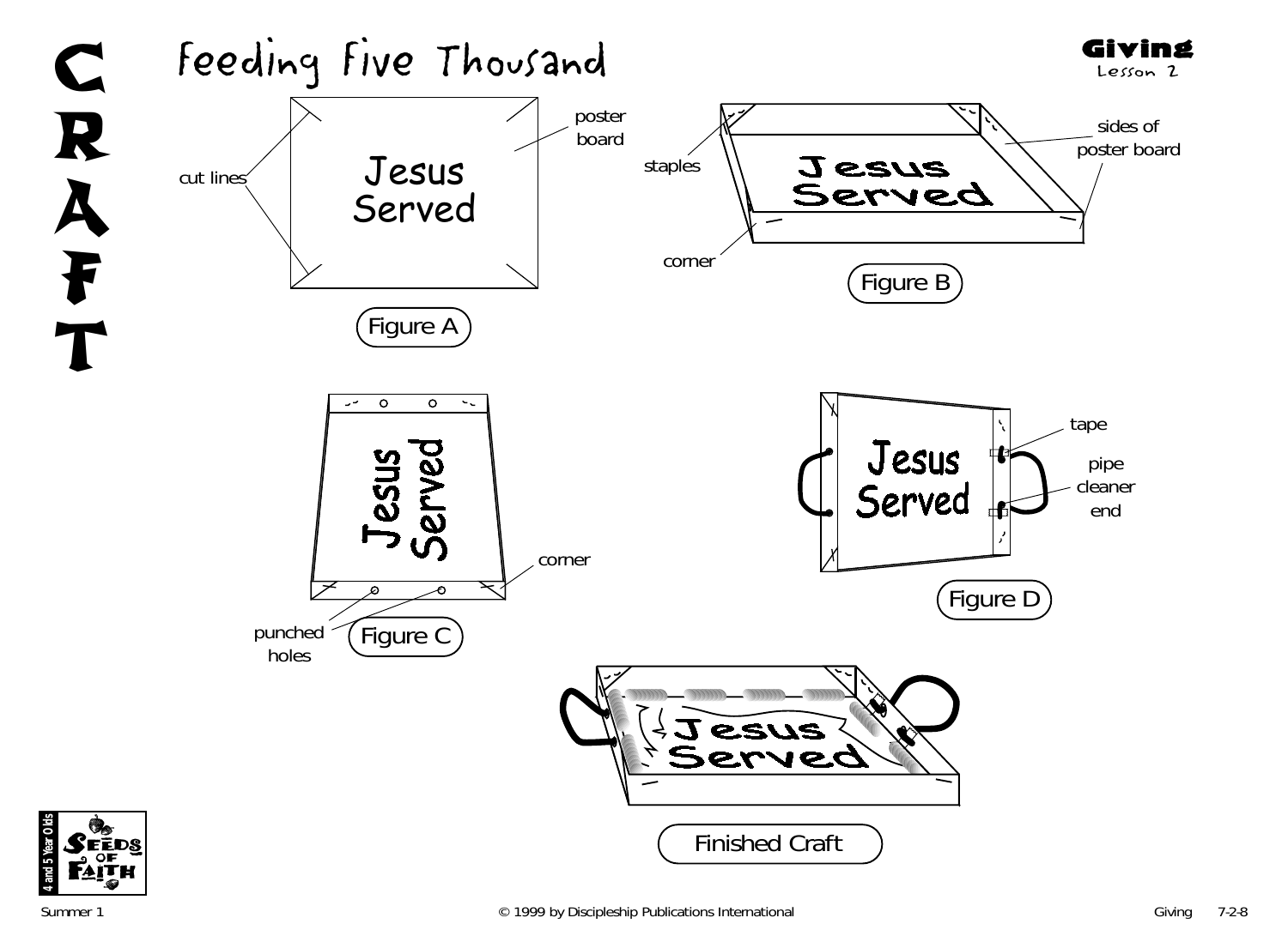# CRAFT

## Feeding Five Thousand

**Giving**
Lesson 2

Figure A: cut lines; poster board; Jesus Served

Figure B: staples; sides of poster board; corner; Jesus Served

Figure C: corner; punched holes; Jesus Served

Figure D: tape; pipe cleaner end; Jesus Served

Finished Craft: Jesus Served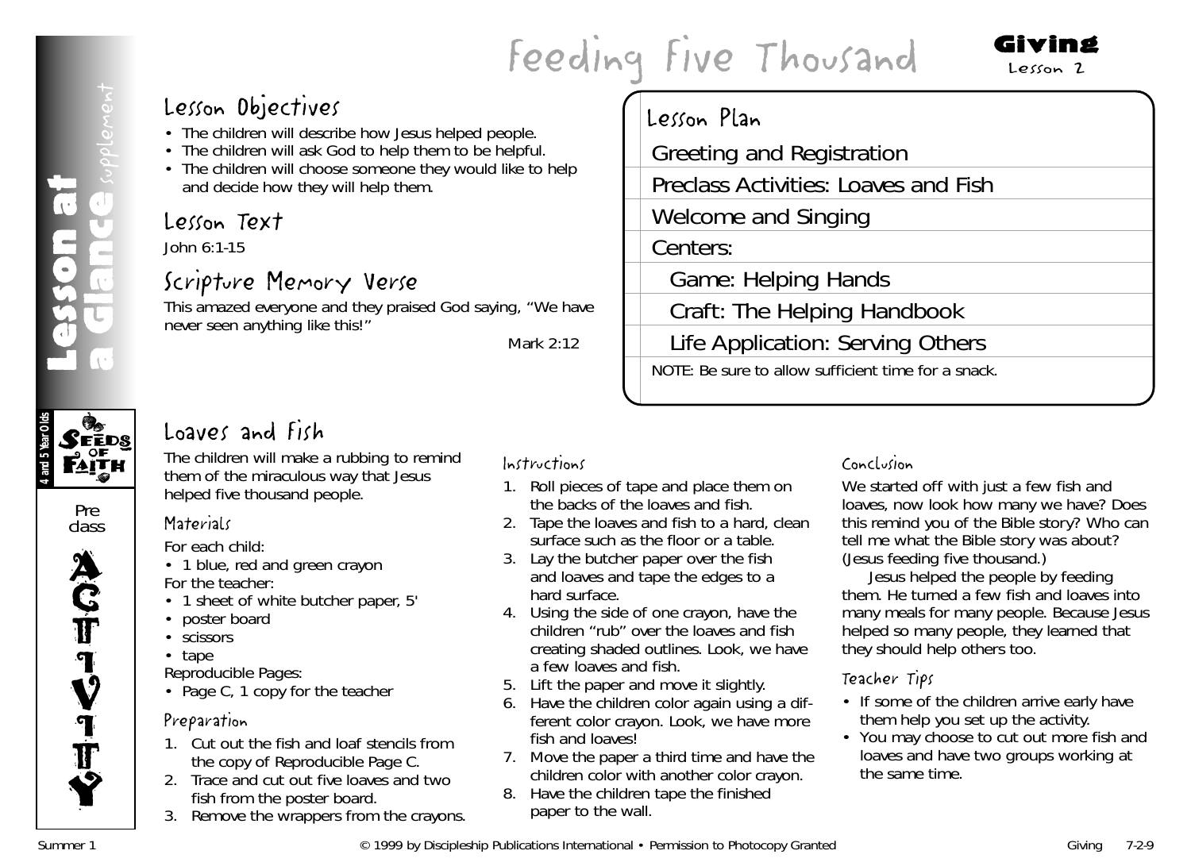# Feeding Five Thousand

**Giving**
Lesson 2

## Lesson at a Glance *supplement*

### Lesson Objectives

- The children will describe how Jesus helped people.
- The children will ask God to help them to be helpful.
- The children will choose someone they would like to help and decide how they will help them.

### Lesson Text

John 6:1-15

### Scripture Memory Verse

This amazed everyone and they praised God saying, "We have never seen anything like this!"

Mark 2:12

### Lesson Plan

- Greeting and Registration
- Preclass Activities: Loaves and Fish
- Welcome and Singing
- Centers:
  - Game: Helping Hands
  - Craft: The Helping Handbook
  - Life Application: Serving Others

NOTE: Be sure to allow sufficient time for a snack.

4 and 5 Year Olds — Seeds of Faith

Preclass ACTIVITY

## Loaves and Fish

The children will make a rubbing to remind them of the miraculous way that Jesus helped five thousand people.

### Materials

For each child:

- 1 blue, red and green crayon

For the teacher:

- 1 sheet of white butcher paper, 5'
- poster board
- scissors
- tape

Reproducible Pages:

- Page C, 1 copy for the teacher

### Preparation

1. Cut out the fish and loaf stencils from the copy of Reproducible Page C.
2. Trace and cut out five loaves and two fish from the poster board.
3. Remove the wrappers from the crayons.

### Instructions

1. Roll pieces of tape and place them on the backs of the loaves and fish.
2. Tape the loaves and fish to a hard, clean surface such as the floor or a table.
3. Lay the butcher paper over the fish and loaves and tape the edges to a hard surface.
4. Using the side of one crayon, have the children "rub" over the loaves and fish creating shaded outlines. Look, we have a few loaves and fish.
5. Lift the paper and move it slightly.
6. Have the children color again using a different color crayon. Look, we have more fish and loaves!
7. Move the paper a third time and have the children color with another color crayon.
8. Have the children tape the finished paper to the wall.

### Conclusion

We started off with just a few fish and loaves, now look how many we have? Does this remind you of the Bible story? Who can tell me what the Bible story was about? (Jesus feeding five thousand.)

Jesus helped the people by feeding them. He turned a few fish and loaves into many meals for many people. Because Jesus helped so many people, they learned that they should help others too.

### Teacher Tips

- If some of the children arrive early have them help you set up the activity.
- You may choose to cut out more fish and loaves and have two groups working at the same time.

© 1999 by Discipleship Publications International • Permission to Photocopy Granted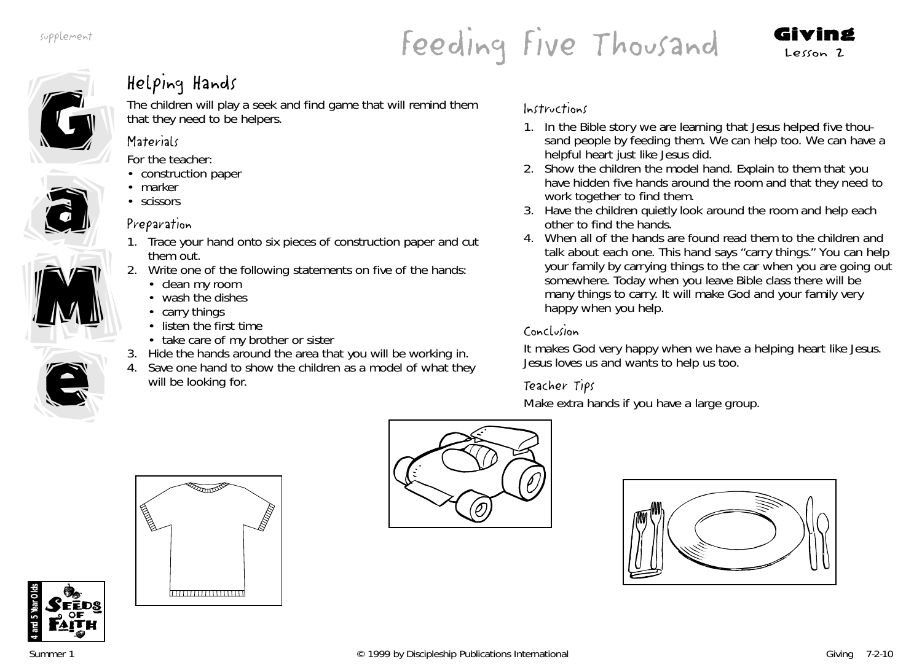# Feeding Five Thousand

**Giving**
Lesson 2

## Helping Hands

The children will play a seek and find game that will remind them that they need to be helpers.

### Materials

For the teacher:

- construction paper
- marker
- scissors

### Preparation

1. Trace your hand onto six pieces of construction paper and cut them out.
2. Write one of the following statements on five of the hands:
   - clean my room
   - wash the dishes
   - carry things
   - listen the first time
   - take care of my brother or sister
3. Hide the hands around the area that you will be working in.
4. Save one hand to show the children as a model of what they will be looking for.

### Instructions

1. In the Bible story we are learning that Jesus helped five thousand people by feeding them. We can help too. We can have a helpful heart just like Jesus did.
2. Show the children the model hand. Explain to them that you have hidden five hands around the room and that they need to work together to find them.
3. Have the children quietly look around the room and help each other to find the hands.
4. When all of the hands are found read them to the children and talk about each one. This hand says "carry things." You can help your family by carrying things to the car when you are going out somewhere. Today when you leave Bible class there will be many things to carry. It will make God and your family very happy when you help.

### Conclusion

It makes God very happy when we have a helping heart like Jesus. Jesus loves us and wants to help us too.

### Teacher Tips

Make extra hands if you have a large group.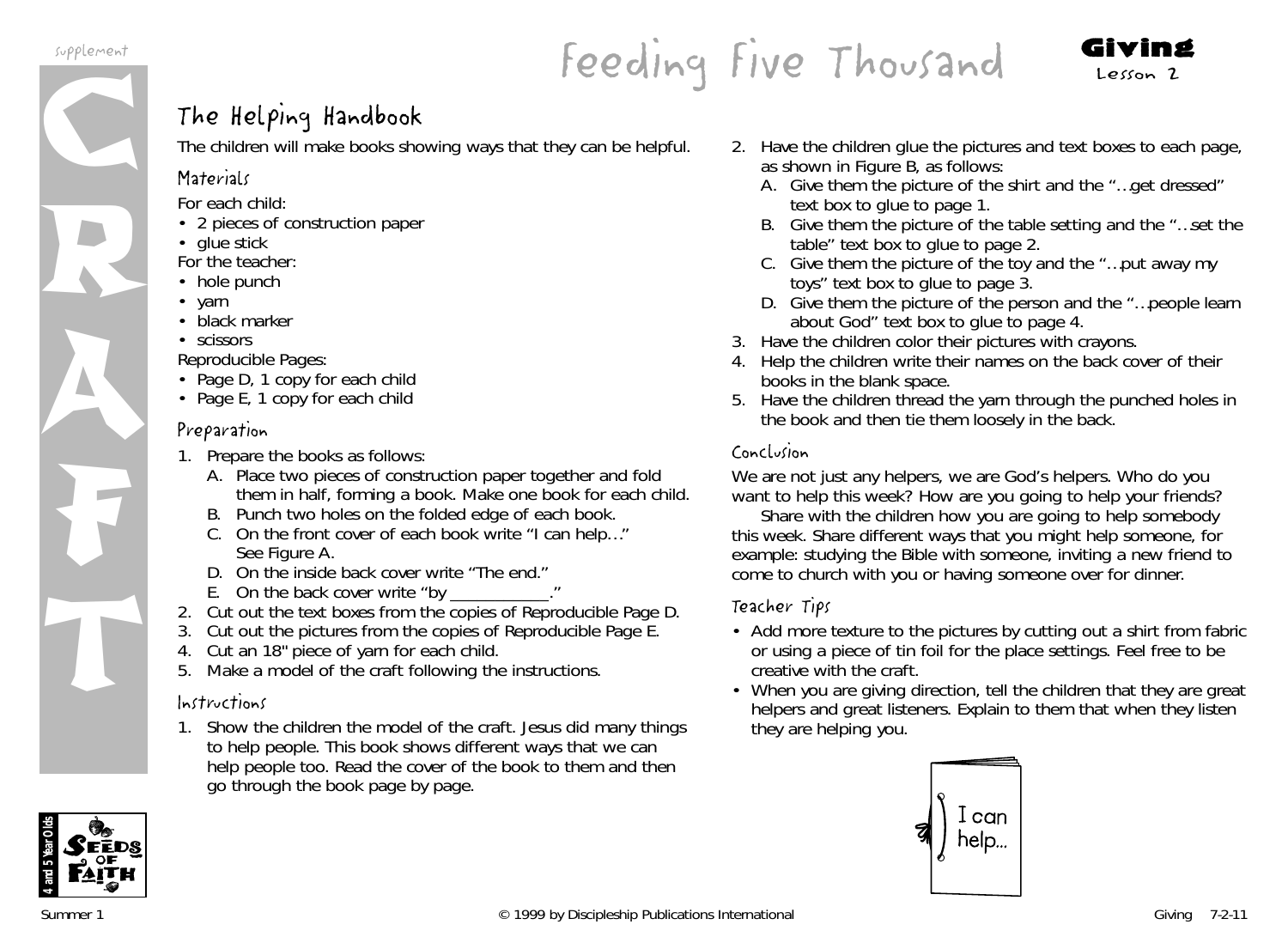# Feeding Five Thousand

**Giving**
Lesson 2

## The Helping Handbook

The children will make books showing ways that they can be helpful.

### Materials

For each child:
- 2 pieces of construction paper
- glue stick

For the teacher:
- hole punch
- yarn
- black marker
- scissors

Reproducible Pages:
- Page D, 1 copy for each child
- Page E, 1 copy for each child

### Preparation

1. Prepare the books as follows:
   A. Place two pieces of construction paper together and fold them in half, forming a book. Make one book for each child.
   B. Punch two holes on the folded edge of each book.
   C. On the front cover of each book write "I can help…" See Figure A.
   D. On the inside back cover write "The end."
   E. On the back cover write "by ___________."
2. Cut out the text boxes from the copies of Reproducible Page D.
3. Cut out the pictures from the copies of Reproducible Page E.
4. Cut an 18" piece of yarn for each child.
5. Make a model of the craft following the instructions.

### Instructions

1. Show the children the model of the craft. Jesus did many things to help people. This book shows different ways that we can help people too. Read the cover of the book to them and then go through the book page by page.
2. Have the children glue the pictures and text boxes to each page, as shown in Figure B, as follows:
   A. Give them the picture of the shirt and the "…get dressed" text box to glue to page 1.
   B. Give them the picture of the table setting and the "…set the table" text box to glue to page 2.
   C. Give them the picture of the toy and the "…put away my toys" text box to glue to page 3.
   D. Give them the picture of the person and the "…people learn about God" text box to glue to page 4.
3. Have the children color their pictures with crayons.
4. Help the children write their names on the back cover of their books in the blank space.
5. Have the children thread the yarn through the punched holes in the book and then tie them loosely in the back.

### Conclusion

We are not just any helpers, we are God's helpers. Who do you want to help this week? How are you going to help your friends?

Share with the children how you are going to help somebody this week. Share different ways that you might help someone, for example: studying the Bible with someone, inviting a new friend to come to church with you or having someone over for dinner.

### Teacher Tips

- Add more texture to the pictures by cutting out a shirt from fabric or using a piece of tin foil for the place settings. Feel free to be creative with the craft.
- When you are giving direction, tell the children that they are great helpers and great listeners. Explain to them that when they listen they are helping you.

I can help...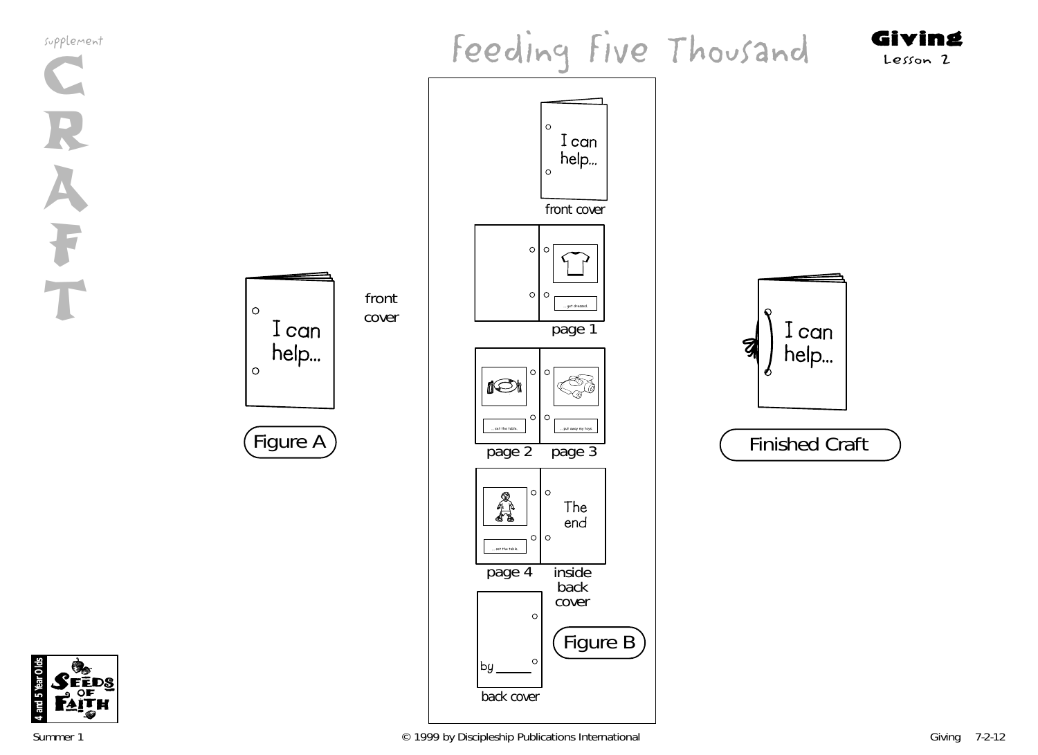supplement

# CRAFT

# Feeding Five Thousand

**Giving**
Lesson 2

I can help...

front cover

Figure A

I can help...

front cover

...get dressed.

page 1

...set the table.

...put away my toys.

page 2 page 3

...set the table.

The end

page 4

inside back cover

by _____

back cover

Figure B

I can help...

Finished Craft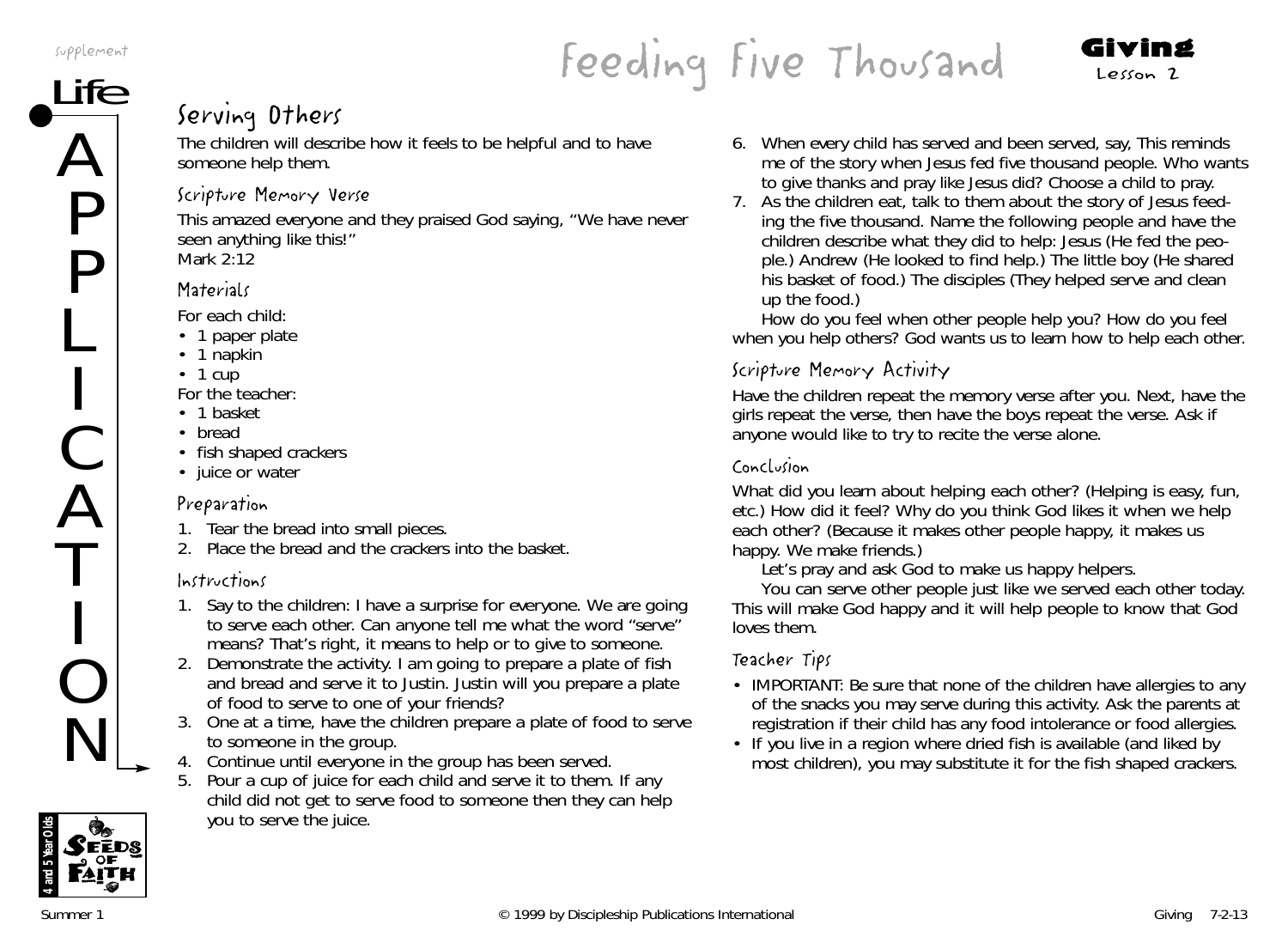# Feeding Five Thousand

**Giving**
Lesson 2

## Serving Others

The children will describe how it feels to be helpful and to have someone help them.

### Scripture Memory Verse

This amazed everyone and they praised God saying, "We have never seen anything like this!"
Mark 2:12

### Materials

For each child:

- 1 paper plate
- 1 napkin
- 1 cup

For the teacher:

- 1 basket
- bread
- fish shaped crackers
- juice or water

### Preparation

1. Tear the bread into small pieces.
2. Place the bread and the crackers into the basket.

### Instructions

1. Say to the children: I have a surprise for everyone. We are going to serve each other. Can anyone tell me what the word "serve" means? That's right, it means to help or to give to someone.
2. Demonstrate the activity. I am going to prepare a plate of fish and bread and serve it to Justin. Justin will you prepare a plate of food to serve to one of your friends?
3. One at a time, have the children prepare a plate of food to serve to someone in the group.
4. Continue until everyone in the group has been served.
5. Pour a cup of juice for each child and serve it to them. If any child did not get to serve food to someone then they can help you to serve the juice.
6. When every child has served and been served, say, This reminds me of the story when Jesus fed five thousand people. Who wants to give thanks and pray like Jesus did? Choose a child to pray.
7. As the children eat, talk to them about the story of Jesus feeding the five thousand. Name the following people and have the children describe what they did to help: Jesus (He fed the people.) Andrew (He looked to find help.) The little boy (He shared his basket of food.) The disciples (They helped serve and clean up the food.)

How do you feel when other people help you? How do you feel when you help others? God wants us to learn how to help each other.

### Scripture Memory Activity

Have the children repeat the memory verse after you. Next, have the girls repeat the verse, then have the boys repeat the verse. Ask if anyone would like to try to recite the verse alone.

### Conclusion

What did you learn about helping each other? (Helping is easy, fun, etc.) How did it feel? Why do you think God likes it when we help each other? (Because it makes other people happy, it makes us happy. We make friends.)

Let's pray and ask God to make us happy helpers.

You can serve other people just like we served each other today. This will make God happy and it will help people to know that God loves them.

### Teacher Tips

- IMPORTANT: Be sure that none of the children have allergies to any of the snacks you may serve during this activity. Ask the parents at registration if their child has any food intolerance or food allergies.
- If you live in a region where dried fish is available (and liked by most children), you may substitute it for the fish shaped crackers.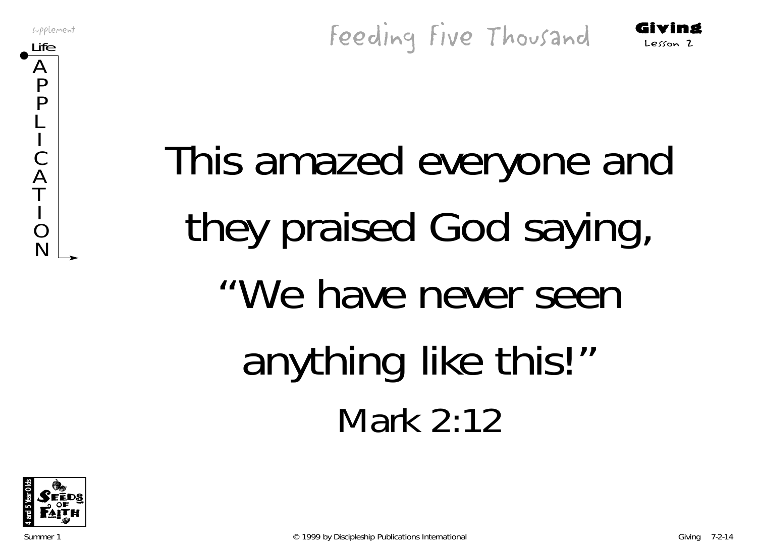This amazed everyone and they praised God saying, “We have never seen anything like this!”

Mark 2:12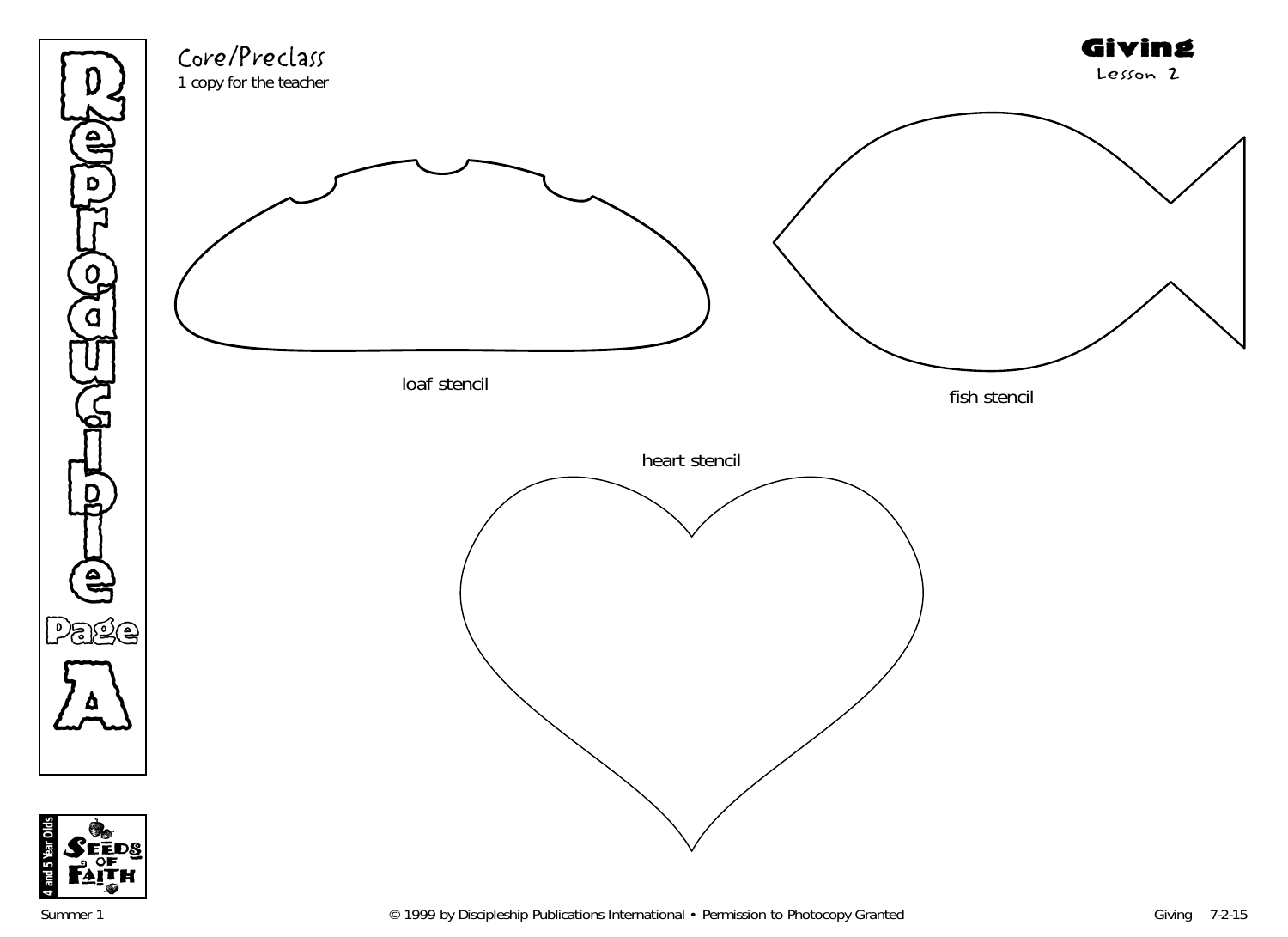# Reproducible Page A

Core/Preclass
1 copy for the teacher

**Giving**
Lesson 2

loaf stencil

fish stencil

heart stencil

4 and 5 Year Olds
Seeds of Faith

Summer 1 © 1999 by Discipleship Publications International • Permission to Photocopy Granted Giving 7-2-15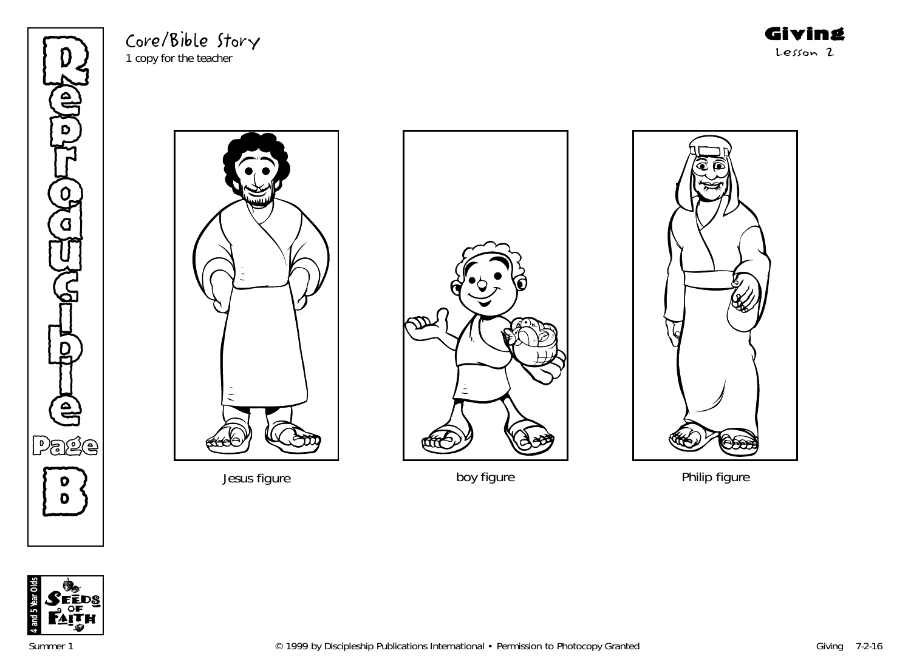Core/Bible Story
1 copy for the teacher

**Giving**
Lesson 2

Reproducible Page B

Jesus figure

boy figure

Philip figure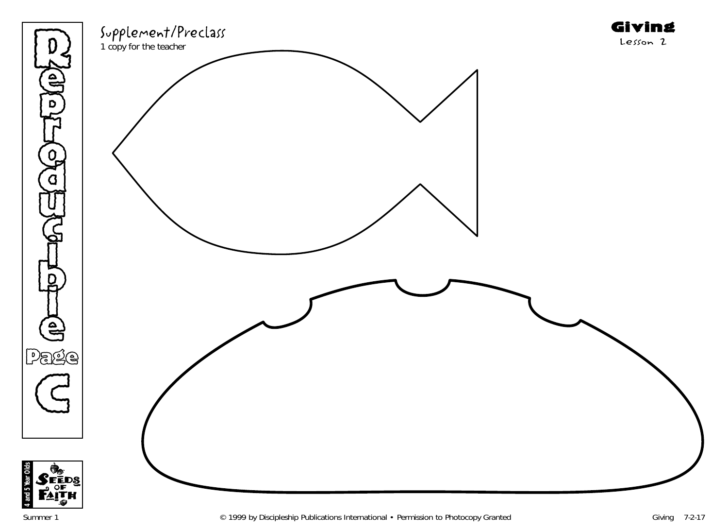# Reproducible Page C

## Supplement/Preclass

1 copy for the teacher

**Giving**

Lesson 2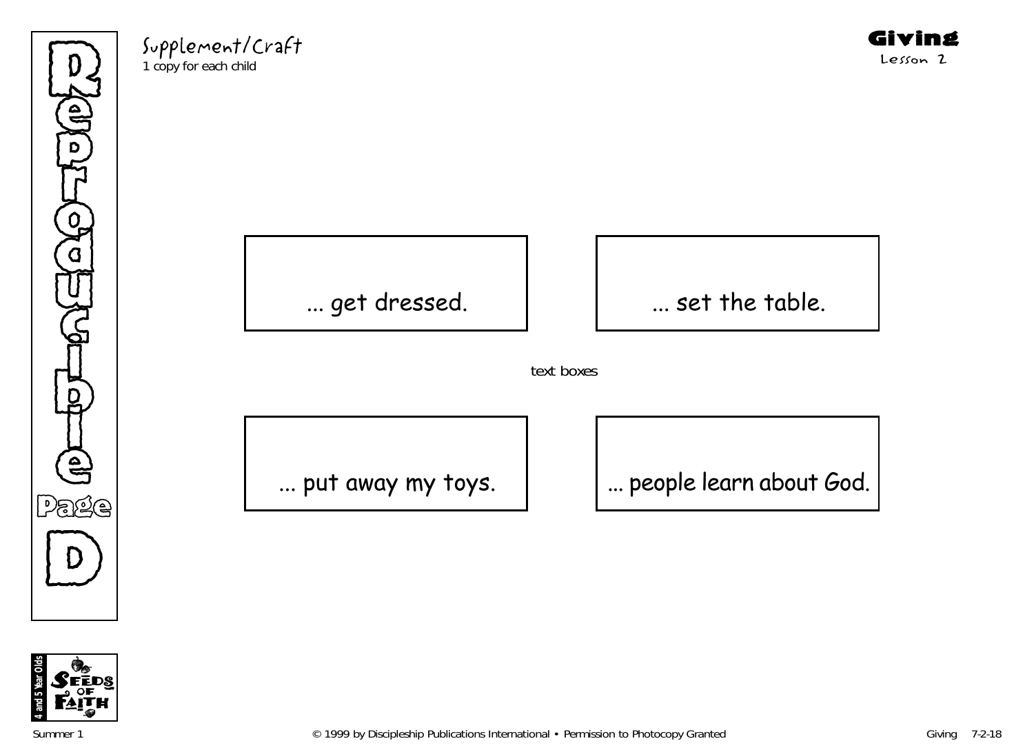Reproducible Page D

Supplement/Craft
1 copy for each child

**Giving**
Lesson 2

| ... get dressed. | ... set the table. |
| --- | --- |
| ... put away my toys. | ... people learn about God. |

text boxes

4 and 5 Year Olds — Seeds of Faith

Summer 1 © 1999 by Discipleship Publications International • Permission to Photocopy Granted Giving 7-2-18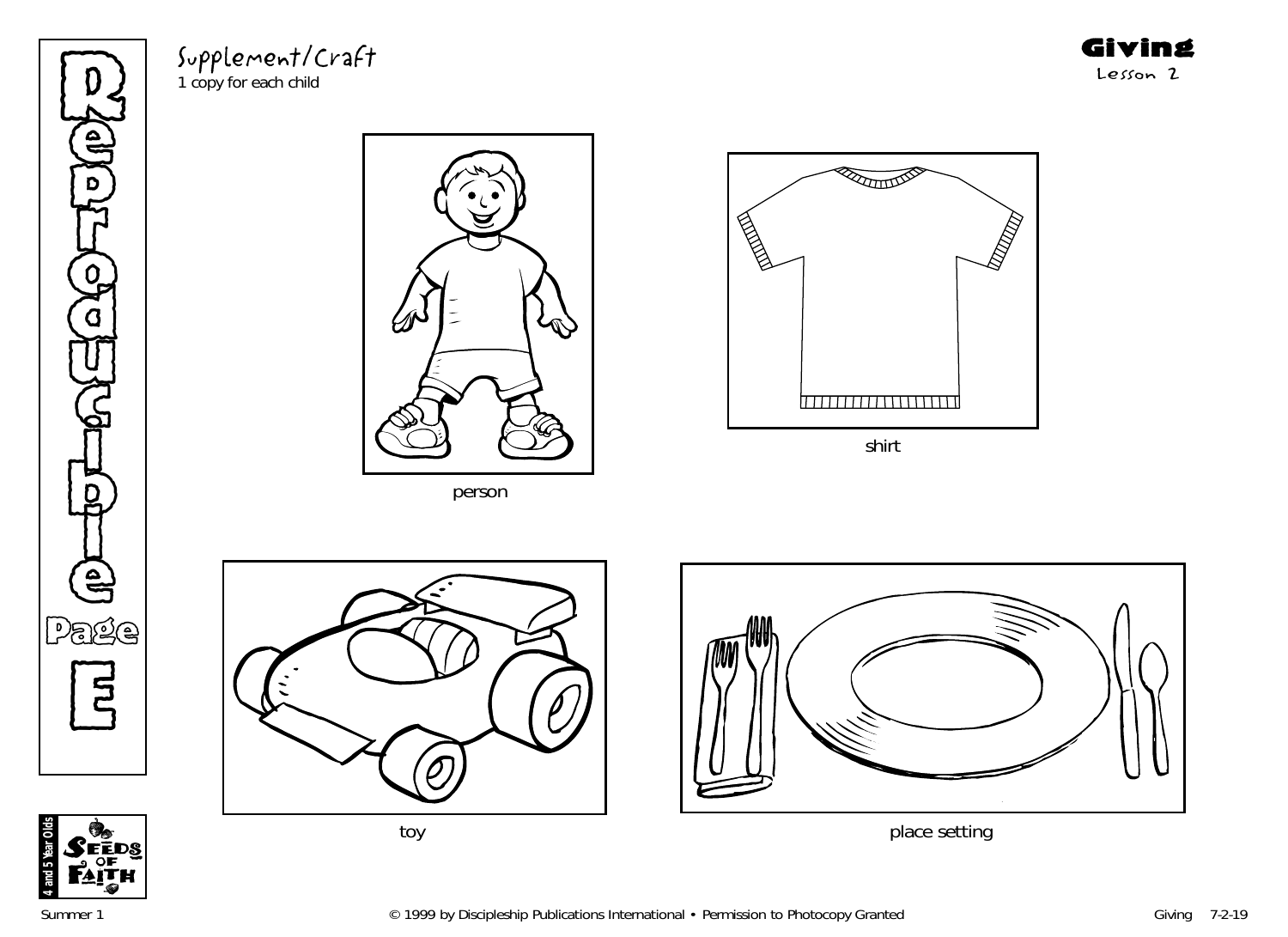# Reproducible Page E

## Supplement/Craft

1 copy for each child

**Giving**
Lesson 2

person

shirt

toy

place setting